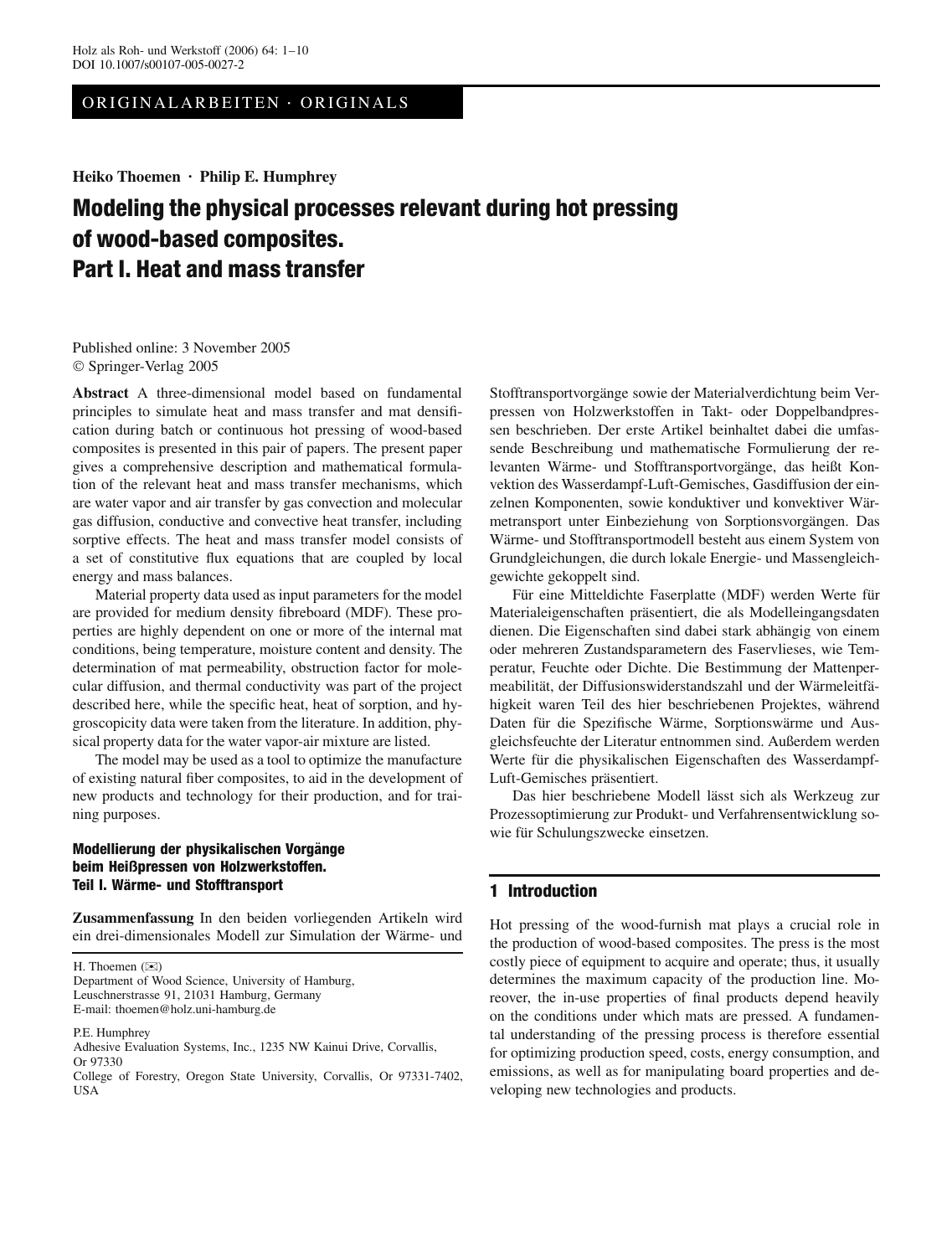ORIGINALARBEITEN · ORIGINALS

**Heiko Thoemen · Philip E. Humphrey**

# Modeling the physical processes relevant during hot pressing of wood-based composites. Part I. Heat and mass transfer

Published online: 3 November 2005
© Springer-Verlag 2005

**Abstract** A three-dimensional model based on fundamental principles to simulate heat and mass transfer and mat densification during batch or continuous hot pressing of wood-based composites is presented in this pair of papers. The present paper gives a comprehensive description and mathematical formulation of the relevant heat and mass transfer mechanisms, which are water vapor and air transfer by gas convection and molecular gas diffusion, conductive and convective heat transfer, including sorptive effects. The heat and mass transfer model consists of a set of constitutive flux equations that are coupled by local energy and mass balances.

Material property data used as input parameters for the model are provided for medium density fibreboard (MDF). These properties are highly dependent on one or more of the internal mat conditions, being temperature, moisture content and density. The determination of mat permeability, obstruction factor for molecular diffusion, and thermal conductivity was part of the project described here, while the specific heat, heat of sorption, and hygroscopicity data were taken from the literature. In addition, physical property data for the water vapor-air mixture are listed.

The model may be used as a tool to optimize the manufacture of existing natural fiber composites, to aid in the development of new products and technology for their production, and for training purposes.

### Modellierung der physikalischen Vorgänge beim Heißpressen von Holzwerkstoffen. Teil I. Wärme- und Stofftransport

**Zusammenfassung** In den beiden vorliegenden Artikeln wird ein drei-dimensionales Modell zur Simulation der Wärme- und Stofftransportvorgänge sowie der Materialverdichtung beim Verpressen von Holzwerkstoffen in Takt- oder Doppelbandpressen beschrieben. Der erste Artikel beinhaltet dabei die umfassende Beschreibung und mathematische Formulierung der relevanten Wärme- und Stofftransportvorgänge, das heißt Konvektion des Wasserdampf-Luft-Gemisches, Gasdiffusion der einzelnen Komponenten, sowie konduktiver und konvektiver Wärmetransport unter Einbeziehung von Sorptionsvorgängen. Das Wärme- und Stofftransportmodell besteht aus einem System von Grundgleichungen, die durch lokale Energie- und Massengleichgewichte gekoppelt sind.

Für eine Mitteldichte Faserplatte (MDF) werden Werte für Materialeigenschaften präsentiert, die als Modelleingangsdaten dienen. Die Eigenschaften sind dabei stark abhängig von einem oder mehreren Zustandsparametern des Faservlieses, wie Temperatur, Feuchte oder Dichte. Die Bestimmung der Mattenpermeabilität, der Diffusionswiderstandszahl und der Wärmeleitfähigkeit waren Teil des hier beschriebenen Projektes, während Daten für die Spezifische Wärme, Sorptionswärme und Ausgleichsfeuchte der Literatur entnommen sind. Außerdem werden Werte für die physikalischen Eigenschaften des Wasserdampf-Luft-Gemisches präsentiert.

Das hier beschriebene Modell lässt sich als Werkzeug zur Prozessoptimierung zur Produkt- und Verfahrensentwicklung sowie für Schulungszwecke einsetzen.

H. Thoemen (✉)
Department of Wood Science, University of Hamburg,
Leuschnerstrasse 91, 21031 Hamburg, Germany
E-mail: thoemen@holz.uni-hamburg.de

P.E. Humphrey
Adhesive Evaluation Systems, Inc., 1235 NW Kainui Drive, Corvallis, Or 97330
College of Forestry, Oregon State University, Corvallis, Or 97331-7402, USA

## 1 Introduction

Hot pressing of the wood-furnish mat plays a crucial role in the production of wood-based composites. The press is the most costly piece of equipment to acquire and operate; thus, it usually determines the maximum capacity of the production line. Moreover, the in-use properties of final products depend heavily on the conditions under which mats are pressed. A fundamental understanding of the pressing process is therefore essential for optimizing production speed, costs, energy consumption, and emissions, as well as for manipulating board properties and developing new technologies and products.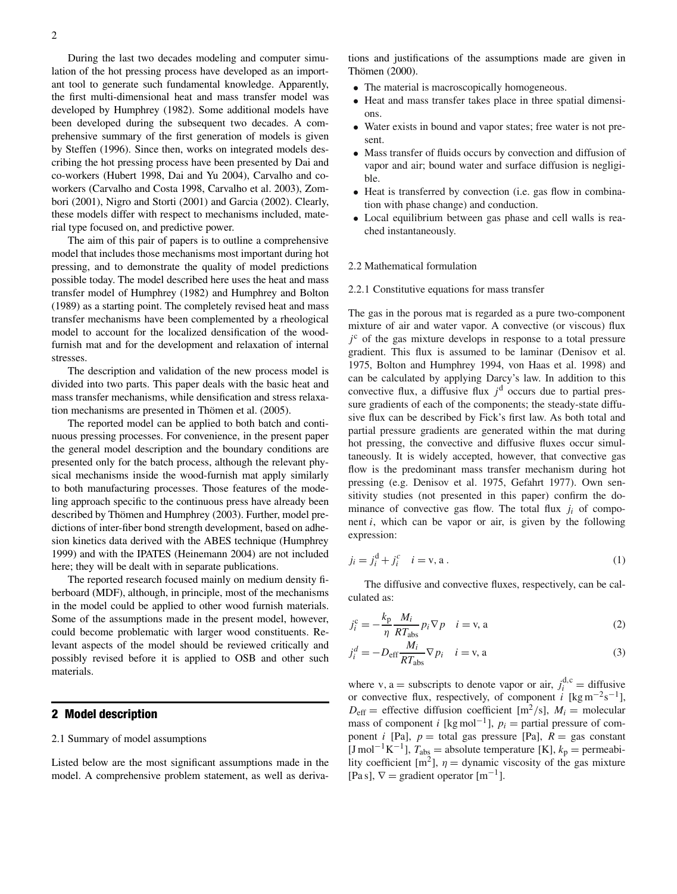During the last two decades modeling and computer simulation of the hot pressing process have developed as an important tool to generate such fundamental knowledge. Apparently, the first multi-dimensional heat and mass transfer model was developed by Humphrey (1982). Some additional models have been developed during the subsequent two decades. A comprehensive summary of the first generation of models is given by Steffen (1996). Since then, works on integrated models describing the hot pressing process have been presented by Dai and co-workers (Hubert 1998, Dai and Yu 2004), Carvalho and co-workers (Carvalho and Costa 1998, Carvalho et al. 2003), Zombori (2001), Nigro and Storti (2001) and Garcia (2002). Clearly, these models differ with respect to mechanisms included, material type focused on, and predictive power.

The aim of this pair of papers is to outline a comprehensive model that includes those mechanisms most important during hot pressing, and to demonstrate the quality of model predictions possible today. The model described here uses the heat and mass transfer model of Humphrey (1982) and Humphrey and Bolton (1989) as a starting point. The completely revised heat and mass transfer mechanisms have been complemented by a rheological model to account for the localized densification of the wood-furnish mat and for the development and relaxation of internal stresses.

The description and validation of the new process model is divided into two parts. This paper deals with the basic heat and mass transfer mechanisms, while densification and stress relaxation mechanisms are presented in Thömen et al. (2005).

The reported model can be applied to both batch and continuous pressing processes. For convenience, in the present paper the general model description and the boundary conditions are presented only for the batch process, although the relevant physical mechanisms inside the wood-furnish mat apply similarly to both manufacturing processes. Those features of the modeling approach specific to the continuous press have already been described by Thömen and Humphrey (2003). Further, model predictions of inter-fiber bond strength development, based on adhesion kinetics data derived with the ABES technique (Humphrey 1999) and with the IPATES (Heinemann 2004) are not included here; they will be dealt with in separate publications.

The reported research focused mainly on medium density fiberboard (MDF), although, in principle, most of the mechanisms in the model could be applied to other wood furnish materials. Some of the assumptions made in the present model, however, could become problematic with larger wood constituents. Relevant aspects of the model should be reviewed critically and possibly revised before it is applied to OSB and other such materials.

## 2 Model description

### 2.1 Summary of model assumptions

Listed below are the most significant assumptions made in the model. A comprehensive problem statement, as well as derivations and justifications of the assumptions made are given in Thömen (2000).

- The material is macroscopically homogeneous.
- Heat and mass transfer takes place in three spatial dimensions.
- Water exists in bound and vapor states; free water is not present.
- Mass transfer of fluids occurs by convection and diffusion of vapor and air; bound water and surface diffusion is negligible.
- Heat is transferred by convection (i.e. gas flow in combination with phase change) and conduction.
- Local equilibrium between gas phase and cell walls is reached instantaneously.

### 2.2 Mathematical formulation

#### 2.2.1 Constitutive equations for mass transfer

The gas in the porous mat is regarded as a pure two-component mixture of air and water vapor. A convective (or viscous) flux $j^{\mathrm{c}}$ of the gas mixture develops in response to a total pressure gradient. This flux is assumed to be laminar (Denisov et al. 1975, Bolton and Humphrey 1994, von Haas et al. 1998) and can be calculated by applying Darcy's law. In addition to this convective flux, a diffusive flux $j^{\mathrm{d}}$ occurs due to partial pressure gradients of each of the components; the steady-state diffusive flux can be described by Fick's first law. As both total and partial pressure gradients are generated within the mat during hot pressing, the convective and diffusive fluxes occur simultaneously. It is widely accepted, however, that convective gas flow is the predominant mass transfer mechanism during hot pressing (e.g. Denisov et al. 1975, Gefahrt 1977). Own sensitivity studies (not presented in this paper) confirm the dominance of convective gas flow. The total flux $j_i$ of component $i$, which can be vapor or air, is given by the following expression:

$$j_i = j_i^{\mathrm{d}} + j_i^{c} \quad i = \mathrm{v, a}\,. \tag{1}$$

The diffusive and convective fluxes, respectively, can be calculated as:

$$j_i^{\mathrm{c}} = -\frac{k_{\mathrm{p}}}{\eta}\frac{M_i}{RT_{\mathrm{abs}}}p_i \nabla p \quad i = \mathrm{v, a} \tag{2}$$

$$j_i^{d} = -D_{\mathrm{eff}}\frac{M_i}{RT_{\mathrm{abs}}}\nabla p_i \quad i = \mathrm{v, a} \tag{3}$$

where v, a = subscripts to denote vapor or air, $j_i^{\mathrm{d,c}}$ = diffusive or convective flux, respectively, of component $i$ [$\mathrm{kg\,m^{-2}s^{-1}}$], $D_{\mathrm{eff}}$ = effective diffusion coefficient [$\mathrm{m^2/s}$], $M_i$ = molecular mass of component $i$ [$\mathrm{kg\,mol^{-1}}$], $p_i$ = partial pressure of component $i$ [Pa], $p$ = total gas pressure [Pa], $R$ = gas constant [$\mathrm{J\,mol^{-1}K^{-1}}$], $T_{\mathrm{abs}}$ = absolute temperature [K], $k_{\mathrm{p}}$ = permeability coefficient [$\mathrm{m^2}$], $\eta$ = dynamic viscosity of the gas mixture [Pa s], $\nabla$ = gradient operator [$\mathrm{m^{-1}}$].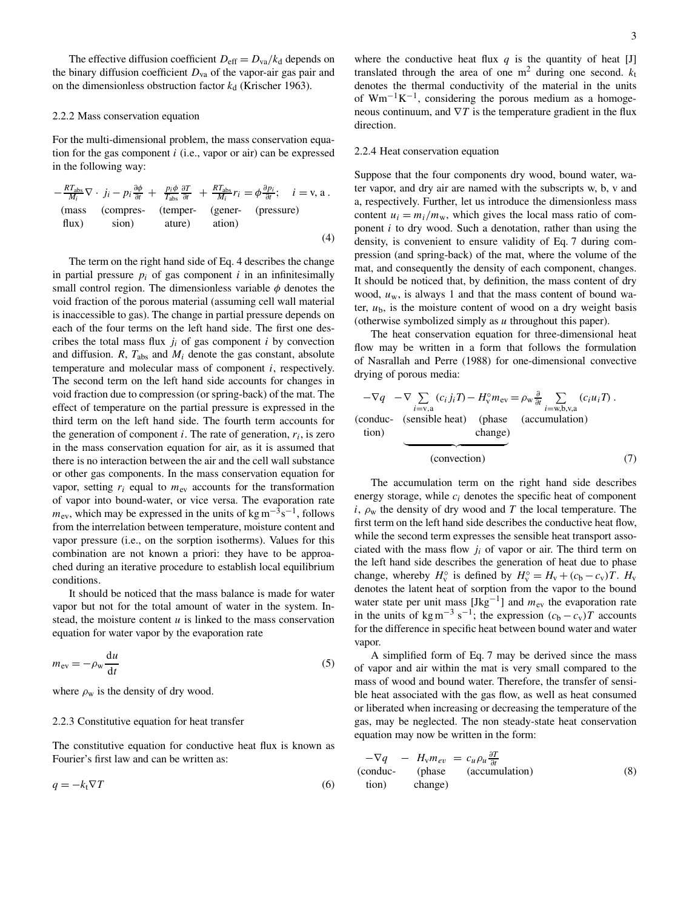The effective diffusion coefficient $D_{\text{eff}} = D_{\text{va}}/k_{\text{d}}$ depends on the binary diffusion coefficient $D_{\text{va}}$ of the vapor-air gas pair and on the dimensionless obstruction factor $k_{\text{d}}$ (Krischer 1963).

### 2.2.2 Mass conservation equation

For the multi-dimensional problem, the mass conservation equation for the gas component $i$ (i.e., vapor or air) can be expressed in the following way:

$$\underbrace{-\frac{RT_{\text{abs}}}{M_i}\nabla\cdot j_i}_{\text{(mass flux)}} \underbrace{- p_i\frac{\partial\phi}{\partial t}}_{\text{(compression)}} + \underbrace{\frac{p_i\phi}{T_{\text{abs}}}\frac{\partial T}{\partial t}}_{\text{(temperature)}} + \underbrace{\frac{RT_{\text{abs}}}{M_i}r_i}_{\text{(generation)}} = \underbrace{\phi\frac{\partial p_i}{\partial t}}_{\text{(pressure)}}; \quad i = \text{v, a} \,. \tag{4}$$

The term on the right hand side of Eq. 4 describes the change in partial pressure $p_i$ of gas component $i$ in an infinitesimally small control region. The dimensionless variable $\phi$ denotes the void fraction of the porous material (assuming cell wall material is inaccessible to gas). The change in partial pressure depends on each of the four terms on the left hand side. The first one describes the total mass flux $j_i$ of gas component $i$ by convection and diffusion. $R$, $T_{\text{abs}}$ and $M_i$ denote the gas constant, absolute temperature and molecular mass of component $i$, respectively. The second term on the left hand side accounts for changes in void fraction due to compression (or spring-back) of the mat. The effect of temperature on the partial pressure is expressed in the third term on the left hand side. The fourth term accounts for the generation of component $i$. The rate of generation, $r_i$, is zero in the mass conservation equation for air, as it is assumed that there is no interaction between the air and the cell wall substance or other gas components. In the mass conservation equation for vapor, setting $r_i$ equal to $m_{\text{ev}}$ accounts for the transformation of vapor into bound-water, or vice versa. The evaporation rate $m_{\text{ev}}$, which may be expressed in the units of $\text{kg}\,\text{m}^{-3}\text{s}^{-1}$, follows from the interrelation between temperature, moisture content and vapor pressure (i.e., on the sorption isotherms). Values for this combination are not known a priori: they have to be approached during an iterative procedure to establish local equilibrium conditions.

It should be noticed that the mass balance is made for water vapor but not for the total amount of water in the system. Instead, the moisture content $u$ is linked to the mass conservation equation for water vapor by the evaporation rate

$$m_{\text{ev}} = -\rho_{\text{w}}\frac{\text{d}u}{\text{d}t} \tag{5}$$

where $\rho_{\text{w}}$ is the density of dry wood.

### 2.2.3 Constitutive equation for heat transfer

The constitutive equation for conductive heat flux is known as Fourier's first law and can be written as:

$$q = -k_{\text{t}}\nabla T \tag{6}$$

where the conductive heat flux $q$ is the quantity of heat [J] translated through the area of one $\text{m}^2$ during one second. $k_{\text{t}}$ denotes the thermal conductivity of the material in the units of $\text{Wm}^{-1}\text{K}^{-1}$, considering the porous medium as a homogeneous continuum, and $\nabla T$ is the temperature gradient in the flux direction.

### 2.2.4 Heat conservation equation

Suppose that the four components dry wood, bound water, water vapor, and dry air are named with the subscripts w, b, v and a, respectively. Further, let us introduce the dimensionless mass content $u_i = m_i/m_{\text{w}}$, which gives the local mass ratio of component $i$ to dry wood. Such a denotation, rather than using the density, is convenient to ensure validity of Eq. 7 during compression (and spring-back) of the mat, where the volume of the mat, and consequently the density of each component, changes. It should be noticed that, by definition, the mass content of dry wood, $u_{\text{w}}$, is always 1 and that the mass content of bound water, $u_{\text{b}}$, is the moisture content of wood on a dry weight basis (otherwise symbolized simply as $u$ throughout this paper).

The heat conservation equation for three-dimensional heat flow may be written in a form that follows the formulation of Nasrallah and Perre (1988) for one-dimensional convective drying of porous media:

$$\underbrace{-\nabla q}_{\text{(conduction)}} \underbrace{\underbrace{-\nabla\sum_{i=\text{v,a}}(c_i j_i T)}_{\text{(sensible heat)}} \underbrace{- H_{\text{v}}^{\circ} m_{\text{ev}}}_{\text{(phase change)}}}_{\text{(convection)}} = \underbrace{\rho_{\text{w}}\frac{\partial}{\partial t}\sum_{i=\text{w,b,v,a}}(c_i u_i T)}_{\text{(accumulation)}} \,. \tag{7}$$

The accumulation term on the right hand side describes energy storage, while $c_i$ denotes the specific heat of component $i$, $\rho_{\text{w}}$ the density of dry wood and $T$ the local temperature. The first term on the left hand side describes the conductive heat flow, while the second term expresses the sensible heat transport associated with the mass flow $j_i$ of vapor or air. The third term on the left hand side describes the generation of heat due to phase change, whereby $H_{\text{v}}^{\circ}$ is defined by $H_{\text{v}}^{\circ} = H_{\text{v}} + (c_{\text{b}} - c_{\text{v}})T$. $H_{\text{v}}$ denotes the latent heat of sorption from the vapor to the bound water state per unit mass [$\text{Jkg}^{-1}$] and $m_{\text{ev}}$ the evaporation rate in the units of $\text{kg}\,\text{m}^{-3}\,\text{s}^{-1}$; the expression $(c_{\text{b}} - c_{\text{v}})T$ accounts for the difference in specific heat between bound water and water vapor.

A simplified form of Eq. 7 may be derived since the mass of vapor and air within the mat is very small compared to the mass of wood and bound water. Therefore, the transfer of sensible heat associated with the gas flow, as well as heat consumed or liberated when increasing or decreasing the temperature of the gas, may be neglected. The non steady-state heat conservation equation may now be written in the form:

$$\underbrace{-\nabla q}_{\text{(conduction)}} \; \underbrace{- H_{\text{v}} m_{ev}}_{\text{(phase change)}} = \underbrace{c_u \rho_u \frac{\partial T}{\partial t}}_{\text{(accumulation)}} \tag{8}$$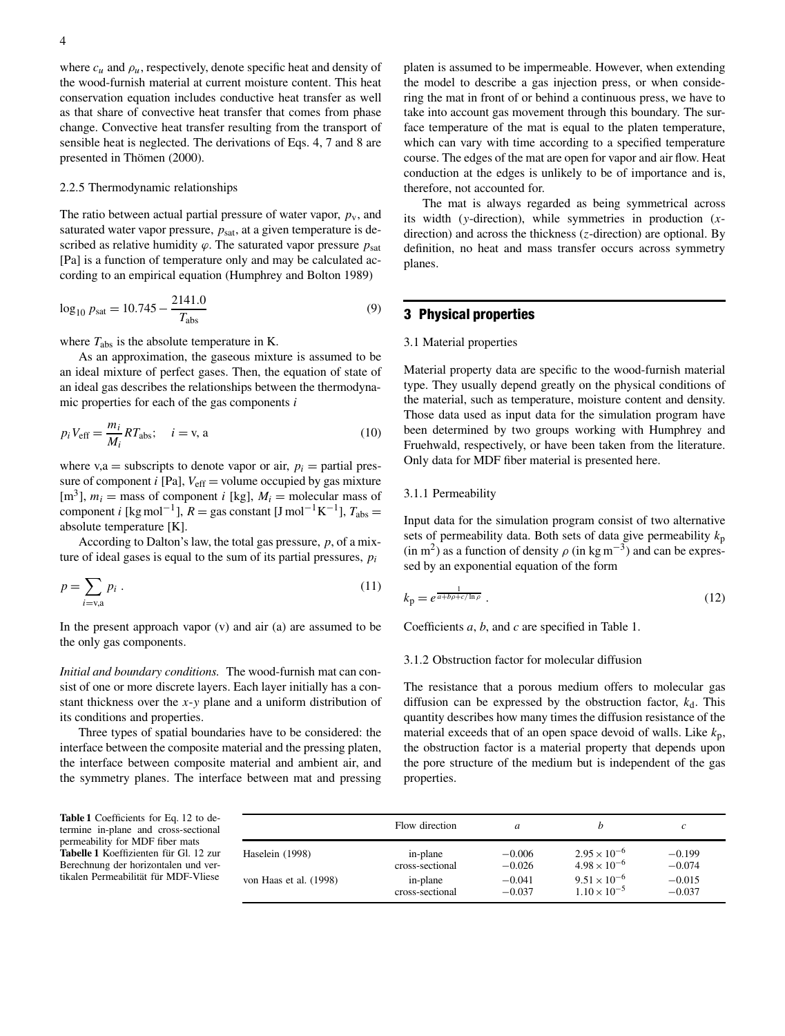where $c_u$ and $\rho_u$, respectively, denote specific heat and density of the wood-furnish material at current moisture content. This heat conservation equation includes conductive heat transfer as well as that share of convective heat transfer that comes from phase change. Convective heat transfer resulting from the transport of sensible heat is neglected. The derivations of Eqs. 4, 7 and 8 are presented in Thömen (2000).

2.2.5 Thermodynamic relationships

The ratio between actual partial pressure of water vapor, $p_v$, and saturated water vapor pressure, $p_{sat}$, at a given temperature is described as relative humidity $\varphi$. The saturated vapor pressure $p_{sat}$ [Pa] is a function of temperature only and may be calculated according to an empirical equation (Humphrey and Bolton 1989)

$$\log_{10} p_{sat} = 10.745 - \frac{2141.0}{T_{abs}} \tag{9}$$

where $T_{abs}$ is the absolute temperature in K.

As an approximation, the gaseous mixture is assumed to be an ideal mixture of perfect gases. Then, the equation of state of an ideal gas describes the relationships between the thermodynamic properties for each of the gas components $i$

$$p_i V_{eff} = \frac{m_i}{M_i} R T_{abs}; \quad i = \text{v, a} \tag{10}$$

where v,a = subscripts to denote vapor or air, $p_i$ = partial pressure of component $i$ [Pa], $V_{eff}$ = volume occupied by gas mixture [m$^3$], $m_i$ = mass of component $i$ [kg], $M_i$ = molecular mass of component $i$ [kg mol$^{-1}$], $R$ = gas constant [J mol$^{-1}$K$^{-1}$], $T_{abs}$ = absolute temperature [K].

According to Dalton's law, the total gas pressure, $p$, of a mixture of ideal gases is equal to the sum of its partial pressures, $p_i$

$$p = \sum_{i=\text{v,a}} p_i \; . \tag{11}$$

In the present approach vapor (v) and air (a) are assumed to be the only gas components.

*Initial and boundary conditions.* The wood-furnish mat can consist of one or more discrete layers. Each layer initially has a constant thickness over the $x$-$y$ plane and a uniform distribution of its conditions and properties.

Three types of spatial boundaries have to be considered: the interface between the composite material and the pressing platen, the interface between composite material and ambient air, and the symmetry planes. The interface between mat and pressing platen is assumed to be impermeable. However, when extending the model to describe a gas injection press, or when considering the mat in front of or behind a continuous press, we have to take into account gas movement through this boundary. The surface temperature of the mat is equal to the platen temperature, which can vary with time according to a specified temperature course. The edges of the mat are open for vapor and air flow. Heat conduction at the edges is unlikely to be of importance and is, therefore, not accounted for.

The mat is always regarded as being symmetrical across its width ($y$-direction), while symmetries in production ($x$-direction) and across the thickness ($z$-direction) are optional. By definition, no heat and mass transfer occurs across symmetry planes.

## 3 Physical properties

3.1 Material properties

Material property data are specific to the wood-furnish material type. They usually depend greatly on the physical conditions of the material, such as temperature, moisture content and density. Those data used as input data for the simulation program have been determined by two groups working with Humphrey and Fruehwald, respectively, or have been taken from the literature. Only data for MDF fiber material is presented here.

3.1.1 Permeability

Input data for the simulation program consist of two alternative sets of permeability data. Both sets of data give permeability $k_p$ (in m$^2$) as a function of density $\rho$ (in kg m$^{-3}$) and can be expressed by an exponential equation of the form

$$k_p = e^{\frac{1}{a + b\rho + c/\ln\rho}} \; . \tag{12}$$

Coefficients $a$, $b$, and $c$ are specified in Table 1.

3.1.2 Obstruction factor for molecular diffusion

The resistance that a porous medium offers to molecular gas diffusion can be expressed by the obstruction factor, $k_d$. This quantity describes how many times the diffusion resistance of the material exceeds that of an open space devoid of walls. Like $k_p$, the obstruction factor is a material property that depends upon the pore structure of the medium but is independent of the gas properties.

**Table 1** Coefficients for Eq. 12 to determine in-plane and cross-sectional permeability for MDF fiber mats
**Tabelle 1** Koeffizienten für Gl. 12 zur Berechnung der horizontalen und vertikalen Permeabilität für MDF-Vliese

| | Flow direction | $a$ | $b$ | $c$ |
|---|---|---|---|---|
| Haselein (1998) | in-plane | −0.006 | $2.95 \times 10^{-6}$ | −0.199 |
| | cross-sectional | −0.026 | $4.98 \times 10^{-6}$ | −0.074 |
| von Haas et al. (1998) | in-plane | −0.041 | $9.51 \times 10^{-6}$ | −0.015 |
| | cross-sectional | −0.037 | $1.10 \times 10^{-5}$ | −0.037 |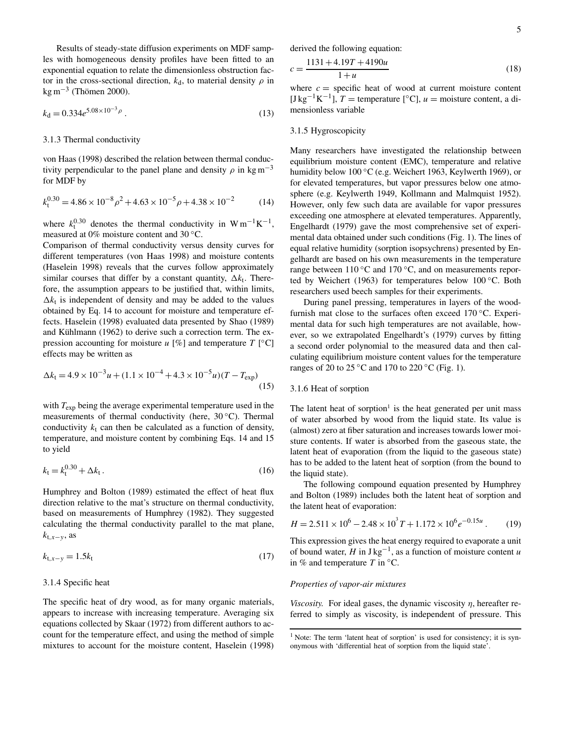Results of steady-state diffusion experiments on MDF samples with homogeneous density profiles have been fitted to an exponential equation to relate the dimensionless obstruction factor in the cross-sectional direction, $k_d$, to material density $\rho$ in $kg\,m^{-3}$ (Thömen 2000).

$$k_d = 0.334 e^{5.08\times10^{-3}\rho}\,. \tag{13}$$

### 3.1.3 Thermal conductivity

von Haas (1998) described the relation between thermal conductivity perpendicular to the panel plane and density $\rho$ in $kg\,m^{-3}$ for MDF by

$$k_t^{0.30} = 4.86\times10^{-8}\rho^2 + 4.63\times10^{-5}\rho + 4.38\times10^{-2} \tag{14}$$

where $k_t^{0.30}$ denotes the thermal conductivity in $W\,m^{-1}K^{-1}$, measured at 0% moisture content and 30 °C.

Comparison of thermal conductivity versus density curves for different temperatures (von Haas 1998) and moisture contents (Haselein 1998) reveals that the curves follow approximately similar courses that differ by a constant quantity, $\Delta k_t$. Therefore, the assumption appears to be justified that, within limits, $\Delta k_t$ is independent of density and may be added to the values obtained by Eq. 14 to account for moisture and temperature effects. Haselein (1998) evaluated data presented by Shao (1989) and Kühlmann (1962) to derive such a correction term. The expression accounting for moisture $u$ [%] and temperature $T$ [°C] effects may be written as

$$\Delta k_t = 4.9\times10^{-3}u + (1.1\times10^{-4} + 4.3\times10^{-5}u)(T - T_{exp}) \tag{15}$$

with $T_{exp}$ being the average experimental temperature used in the measurements of thermal conductivity (here, 30 °C). Thermal conductivity $k_t$ can then be calculated as a function of density, temperature, and moisture content by combining Eqs. 14 and 15 to yield

$$k_t = k_t^{0.30} + \Delta k_t\,. \tag{16}$$

Humphrey and Bolton (1989) estimated the effect of heat flux direction relative to the mat's structure on thermal conductivity, based on measurements of Humphrey (1982). They suggested calculating the thermal conductivity parallel to the mat plane, $k_{t,x-y}$, as

$$k_{t,x-y} = 1.5k_t \tag{17}$$

### 3.1.4 Specific heat

The specific heat of dry wood, as for many organic materials, appears to increase with increasing temperature. Averaging six equations collected by Skaar (1972) from different authors to account for the temperature effect, and using the method of simple mixtures to account for the moisture content, Haselein (1998) derived the following equation:

$$c = \frac{1131 + 4.19T + 4190u}{1+u} \tag{18}$$

where $c$ = specific heat of wood at current moisture content [$J\,kg^{-1}K^{-1}$], $T$ = temperature [°C], $u$ = moisture content, a dimensionless variable

### 3.1.5 Hygroscopicity

Many researchers have investigated the relationship between equilibrium moisture content (EMC), temperature and relative humidity below 100 °C (e.g. Weichert 1963, Keylwerth 1969), or for elevated temperatures, but vapor pressures below one atmosphere (e.g. Keylwerth 1949, Kollmann and Malmquist 1952). However, only few such data are available for vapor pressures exceeding one atmosphere at elevated temperatures. Apparently, Engelhardt (1979) gave the most comprehensive set of experimental data obtained under such conditions (Fig. 1). The lines of equal relative humidity (sorption isopsychrens) presented by Engelhardt are based on his own measurements in the temperature range between 110 °C and 170 °C, and on measurements reported by Weichert (1963) for temperatures below 100 °C. Both researchers used beech samples for their experiments.

During panel pressing, temperatures in layers of the wood-furnish mat close to the surfaces often exceed 170 °C. Experimental data for such high temperatures are not available, however, so we extrapolated Engelhardt's (1979) curves by fitting a second order polynomial to the measured data and then calculating equilibrium moisture content values for the temperature ranges of 20 to 25 °C and 170 to 220 °C (Fig. 1).

### 3.1.6 Heat of sorption

The latent heat of sorption[1] is the heat generated per unit mass of water absorbed by wood from the liquid state. Its value is (almost) zero at fiber saturation and increases towards lower moisture contents. If water is absorbed from the gaseous state, the latent heat of evaporation (from the liquid to the gaseous state) has to be added to the latent heat of sorption (from the bound to the liquid state).

The following compound equation presented by Humphrey and Bolton (1989) includes both the latent heat of sorption and the latent heat of evaporation:

$$H = 2.511\times10^6 - 2.48\times10^3 T + 1.172\times10^6 e^{-0.15u}\,. \tag{19}$$

This expression gives the heat energy required to evaporate a unit of bound water, $H$ in $J\,kg^{-1}$, as a function of moisture content $u$ in % and temperature $T$ in °C.

#### *Properties of vapor-air mixtures*

*Viscosity.* For ideal gases, the dynamic viscosity $\eta$, hereafter referred to simply as viscosity, is independent of pressure. This

[1] Note: The term 'latent heat of sorption' is used for consistency; it is synonymous with 'differential heat of sorption from the liquid state'.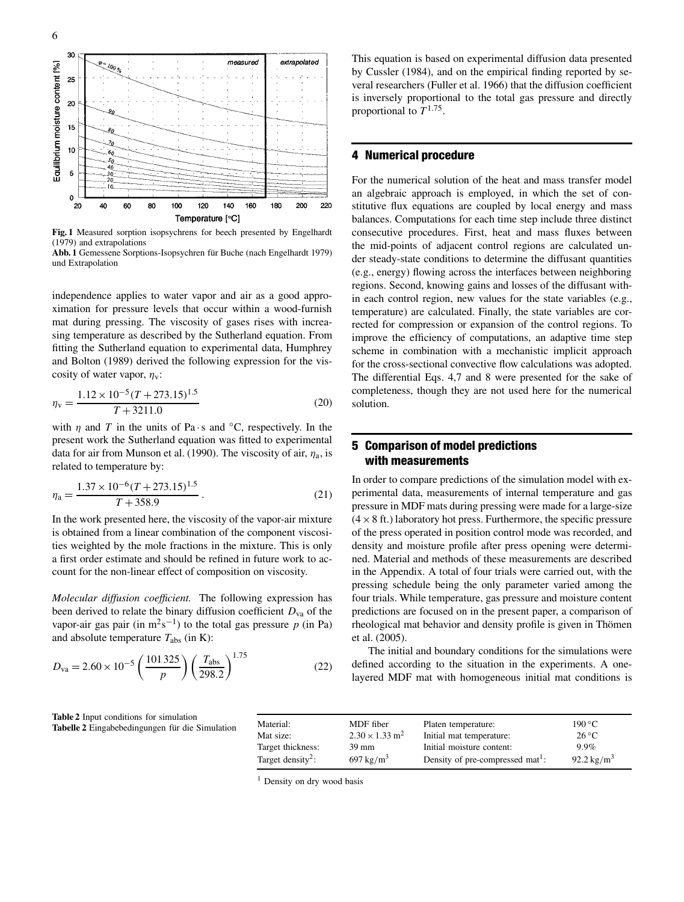Fig. 1 Measured sorption isopsychrens for beech presented by Engelhardt (1979) and extrapolations

**Abb. 1** Gemessene Sorptions-Isopsychren für Buche (nach Engelhardt 1979) und Extrapolation

independence applies to water vapor and air as a good approximation for pressure levels that occur within a wood-furnish mat during pressing. The viscosity of gases rises with increasing temperature as described by the Sutherland equation. From fitting the Sutherland equation to experimental data, Humphrey and Bolton (1989) derived the following expression for the viscosity of water vapor, $\eta_v$:

$$\eta_v = \frac{1.12 \times 10^{-5}(T + 273.15)^{1.5}}{T + 3211.0} \tag{20}$$

with $\eta$ and $T$ in the units of Pa·s and °C, respectively. In the present work the Sutherland equation was fitted to experimental data for air from Munson et al. (1990). The viscosity of air, $\eta_a$, is related to temperature by:

$$\eta_a = \frac{1.37 \times 10^{-6}(T + 273.15)^{1.5}}{T + 358.9} \,. \tag{21}$$

In the work presented here, the viscosity of the vapor-air mixture is obtained from a linear combination of the component viscosities weighted by the mole fractions in the mixture. This is only a first order estimate and should be refined in future work to account for the non-linear effect of composition on viscosity.

*Molecular diffusion coefficient.* The following expression has been derived to relate the binary diffusion coefficient $D_{va}$ of the vapor-air gas pair (in $m^2s^{-1}$) to the total gas pressure $p$ (in Pa) and absolute temperature $T_{abs}$ (in K):

$$D_{va} = 2.60 \times 10^{-5} \left(\frac{101\,325}{p}\right)\left(\frac{T_{abs}}{298.2}\right)^{1.75} \tag{22}$$

This equation is based on experimental diffusion data presented by Cussler (1984), and on the empirical finding reported by several researchers (Fuller et al. 1966) that the diffusion coefficient is inversely proportional to the total gas pressure and directly proportional to $T^{1.75}$.

## 4 Numerical procedure

For the numerical solution of the heat and mass transfer model an algebraic approach is employed, in which the set of constitutive flux equations are coupled by local energy and mass balances. Computations for each time step include three distinct consecutive procedures. First, heat and mass fluxes between the mid-points of adjacent control regions are calculated under steady-state conditions to determine the diffusant quantities (e.g., energy) flowing across the interfaces between neighboring regions. Second, knowing gains and losses of the diffusant within each control region, new values for the state variables (e.g., temperature) are calculated. Finally, the state variables are corrected for compression or expansion of the control regions. To improve the efficiency of computations, an adaptive time step scheme in combination with a mechanistic implicit approach for the cross-sectional convective flow calculations was adopted. The differential Eqs. 4,7 and 8 were presented for the sake of completeness, though they are not used here for the numerical solution.

## 5 Comparison of model predictions with measurements

In order to compare predictions of the simulation model with experimental data, measurements of internal temperature and gas pressure in MDF mats during pressing were made for a large-size (4 × 8 ft.) laboratory hot press. Furthermore, the specific pressure of the press operated in position control mode was recorded, and density and moisture profile after press opening were determined. Material and methods of these measurements are described in the Appendix. A total of four trials were carried out, with the pressing schedule being the only parameter varied among the four trials. While temperature, gas pressure and moisture content predictions are focused on in the present paper, a comparison of rheological mat behavior and density profile is given in Thömen et al. (2005).

The initial and boundary conditions for the simulations were defined according to the situation in the experiments. A one-layered MDF mat with homogeneous initial mat conditions is

**Table 2** Input conditions for simulation
**Tabelle 2** Eingabebedingungen für die Simulation

| | | | |
|---|---|---|---|
| Material: | MDF fiber | Platen temperature: | 190 °C |
| Mat size: | $2.30 \times 1.33$ m$^2$ | Initial mat temperature: | 26 °C |
| Target thickness: | 39 mm | Initial moisture content: | 9.9% |
| Target density[2]: | 697 kg/m$^3$ | Density of pre-compressed mat[1]: | 92.2 kg/m$^3$ |

[1] Density on dry wood basis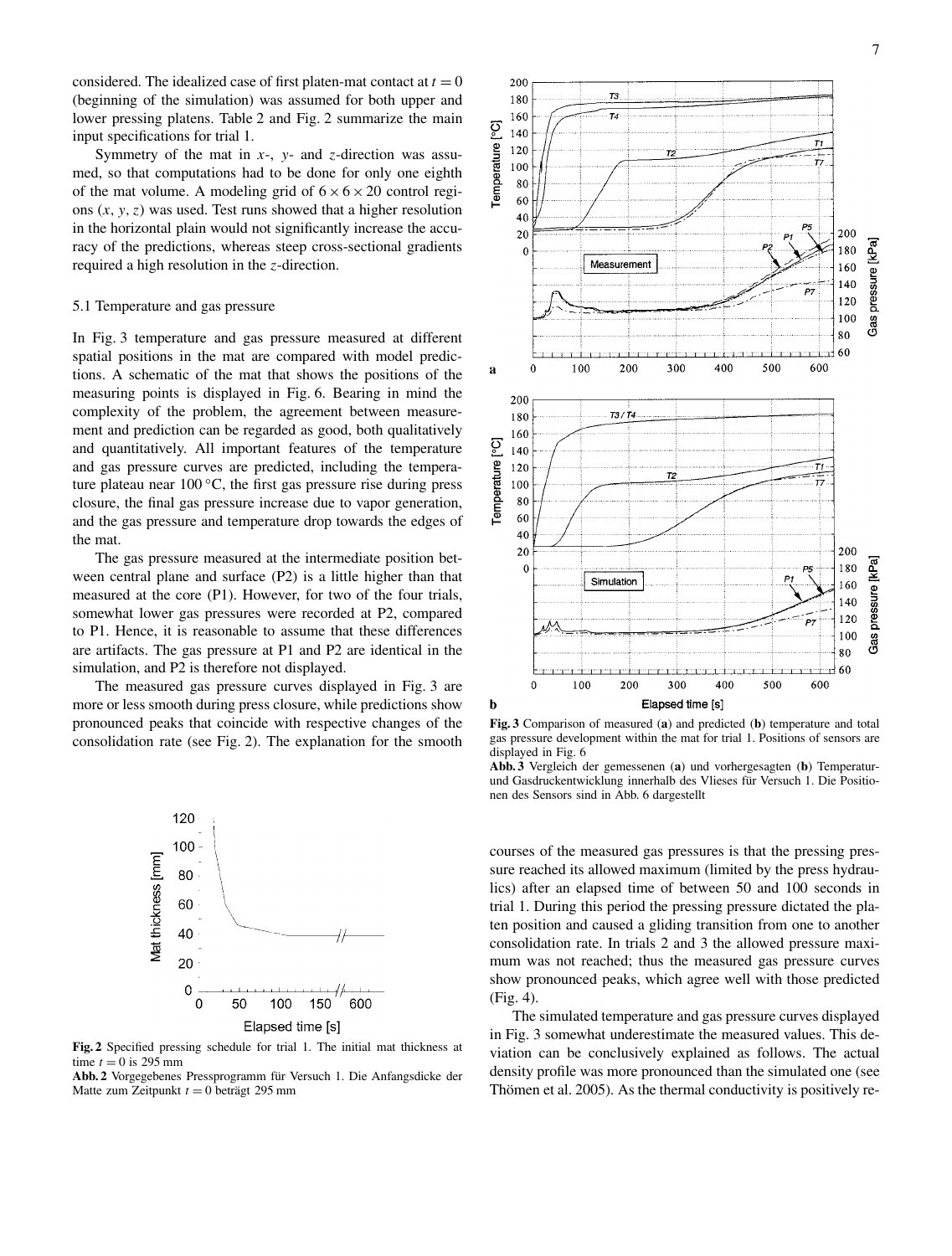considered. The idealized case of first platen-mat contact at $t = 0$ (beginning of the simulation) was assumed for both upper and lower pressing platens. Table 2 and Fig. 2 summarize the main input specifications for trial 1.

Symmetry of the mat in $x$-, $y$- and $z$-direction was assumed, so that computations had to be done for only one eighth of the mat volume. A modeling grid of $6 \times 6 \times 20$ control regions $(x, y, z)$ was used. Test runs showed that a higher resolution in the horizontal plain would not significantly increase the accuracy of the predictions, whereas steep cross-sectional gradients required a high resolution in the $z$-direction.

### 5.1 Temperature and gas pressure

In Fig. 3 temperature and gas pressure measured at different spatial positions in the mat are compared with model predictions. A schematic of the mat that shows the positions of the measuring points is displayed in Fig. 6. Bearing in mind the complexity of the problem, the agreement between measurement and prediction can be regarded as good, both qualitatively and quantitatively. All important features of the temperature and gas pressure curves are predicted, including the temperature plateau near 100 °C, the first gas pressure rise during press closure, the final gas pressure increase due to vapor generation, and the gas pressure and temperature drop towards the edges of the mat.

The gas pressure measured at the intermediate position between central plane and surface (P2) is a little higher than that measured at the core (P1). However, for two of the four trials, somewhat lower gas pressures were recorded at P2, compared to P1. Hence, it is reasonable to assume that these differences are artifacts. The gas pressure at P1 and P2 are identical in the simulation, and P2 is therefore not displayed.

The measured gas pressure curves displayed in Fig. 3 are more or less smooth during press closure, while predictions show pronounced peaks that coincide with respective changes of the consolidation rate (see Fig. 2). The explanation for the smooth courses of the measured gas pressures is that the pressing pressure reached its allowed maximum (limited by the press hydraulics) after an elapsed time of between 50 and 100 seconds in trial 1. During this period the pressing pressure dictated the platen position and caused a gliding transition from one to another consolidation rate. In trials 2 and 3 the allowed pressure maximum was not reached; thus the measured gas pressure curves show pronounced peaks, which agree well with those predicted (Fig. 4).

The simulated temperature and gas pressure curves displayed in Fig. 3 somewhat underestimate the measured values. This deviation can be conclusively explained as follows. The actual density profile was more pronounced than the simulated one (see Thömen et al. 2005). As the thermal conductivity is positively re-

**Fig. 2** Specified pressing schedule for trial 1. The initial mat thickness at time $t = 0$ is 295 mm

**Abb. 2** Vorgegebenes Pressprogramm für Versuch 1. Die Anfangsdicke der Matte zum Zeitpunkt $t = 0$ beträgt 295 mm

**Fig. 3** Comparison of measured (**a**) and predicted (**b**) temperature and total gas pressure development within the mat for trial 1. Positions of sensors are displayed in Fig. 6

**Abb. 3** Vergleich der gemessenen (**a**) und vorhergesagten (**b**) Temperatur- und Gasdruckentwicklung innerhalb des Vlieses für Versuch 1. Die Positionen des Sensors sind in Abb. 6 dargestellt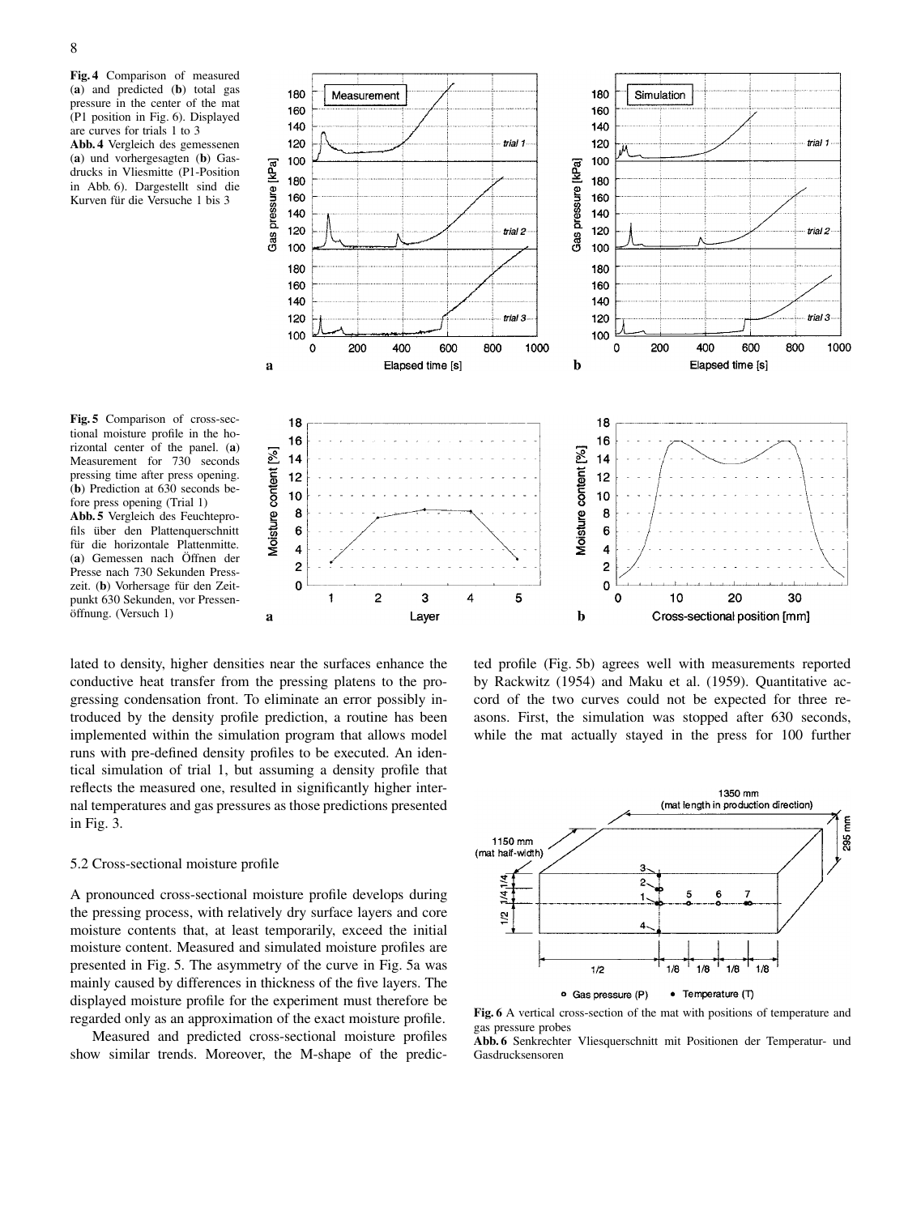**Fig. 4** Comparison of measured (**a**) and predicted (**b**) total gas pressure in the center of the mat (P1 position in Fig. 6). Displayed are curves for trials 1 to 3

**Abb. 4** Vergleich des gemessenen (**a**) und vorhergesagten (**b**) Gasdrucks in Vliesmitte (P1-Position in Abb. 6). Dargestellt sind die Kurven für die Versuche 1 bis 3

**Fig. 5** Comparison of cross-sectional moisture profile in the horizontal center of the panel. (**a**) Measurement for 730 seconds pressing time after press opening. (**b**) Prediction at 630 seconds before press opening (Trial 1)

**Abb. 5** Vergleich des Feuchteprofils über den Plattenquerschnitt für die horizontale Plattenmitte. (**a**) Gemessen nach Öffnen der Presse nach 730 Sekunden Presszeit. (**b**) Vorhersage für den Zeitpunkt 630 Sekunden, vor Pressenöffnung. (Versuch 1)

lated to density, higher densities near the surfaces enhance the conductive heat transfer from the pressing platens to the progressing condensation front. To eliminate an error possibly introduced by the density profile prediction, a routine has been implemented within the simulation program that allows model runs with pre-defined density profiles to be executed. An identical simulation of trial 1, but assuming a density profile that reflects the measured one, resulted in significantly higher internal temperatures and gas pressures as those predictions presented in Fig. 3.

### 5.2 Cross-sectional moisture profile

A pronounced cross-sectional moisture profile develops during the pressing process, with relatively dry surface layers and core moisture contents that, at least temporarily, exceed the initial moisture content. Measured and simulated moisture profiles are presented in Fig. 5. The asymmetry of the curve in Fig. 5a was mainly caused by differences in thickness of the five layers. The displayed moisture profile for the experiment must therefore be regarded only as an approximation of the exact moisture profile.

Measured and predicted cross-sectional moisture profiles show similar trends. Moreover, the M-shape of the predicted profile (Fig. 5b) agrees well with measurements reported by Rackwitz (1954) and Maku et al. (1959). Quantitative accord of the two curves could not be expected for three reasons. First, the simulation was stopped after 630 seconds, while the mat actually stayed in the press for 100 further

**Fig. 6** A vertical cross-section of the mat with positions of temperature and gas pressure probes

**Abb. 6** Senkrechter Vliesquerschnitt mit Positionen der Temperatur- und Gasdrucksensoren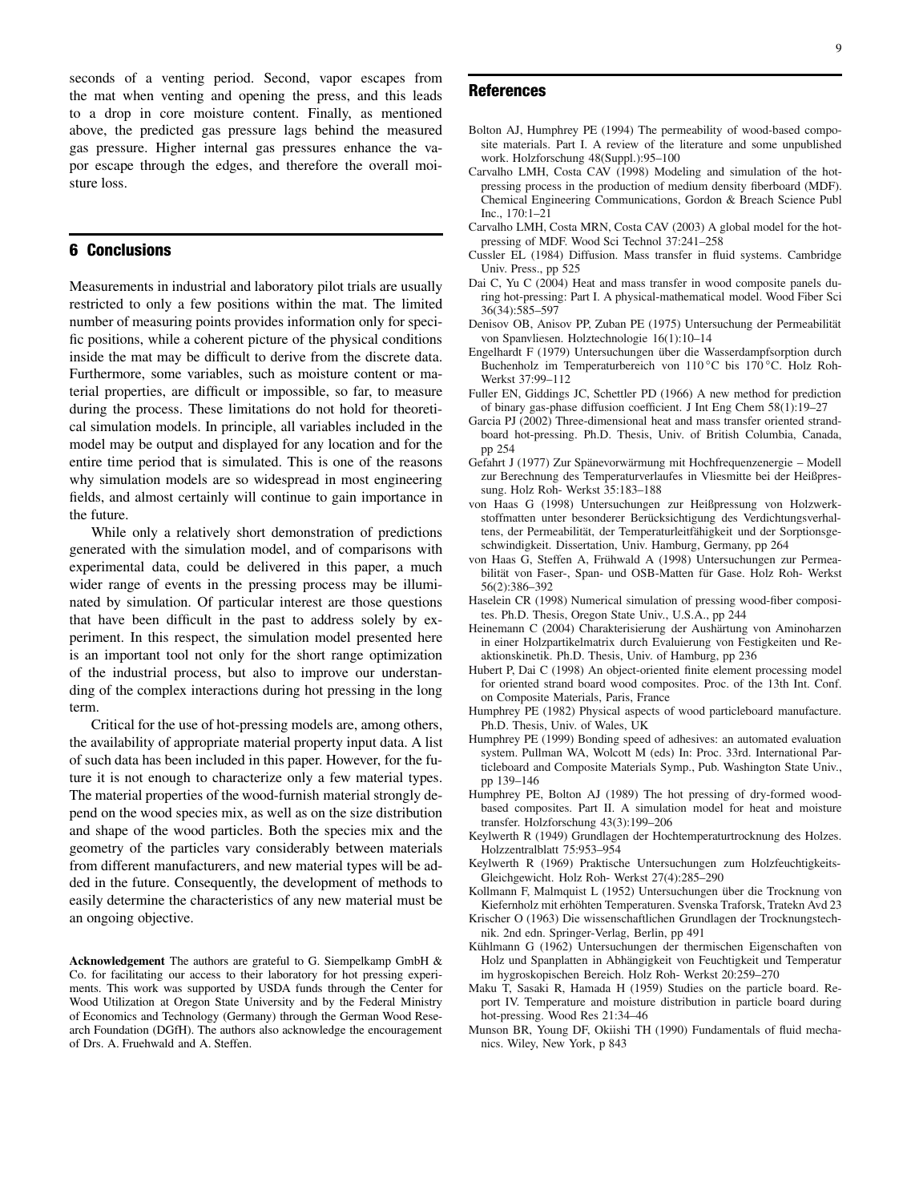seconds of a venting period. Second, vapor escapes from the mat when venting and opening the press, and this leads to a drop in core moisture content. Finally, as mentioned above, the predicted gas pressure lags behind the measured gas pressure. Higher internal gas pressures enhance the vapor escape through the edges, and therefore the overall moisture loss.

## 6 Conclusions

Measurements in industrial and laboratory pilot trials are usually restricted to only a few positions within the mat. The limited number of measuring points provides information only for specific positions, while a coherent picture of the physical conditions inside the mat may be difficult to derive from the discrete data. Furthermore, some variables, such as moisture content or material properties, are difficult or impossible, so far, to measure during the process. These limitations do not hold for theoretical simulation models. In principle, all variables included in the model may be output and displayed for any location and for the entire time period that is simulated. This is one of the reasons why simulation models are so widespread in most engineering fields, and almost certainly will continue to gain importance in the future.

While only a relatively short demonstration of predictions generated with the simulation model, and of comparisons with experimental data, could be delivered in this paper, a much wider range of events in the pressing process may be illuminated by simulation. Of particular interest are those questions that have been difficult in the past to address solely by experiment. In this respect, the simulation model presented here is an important tool not only for the short range optimization of the industrial process, but also to improve our understanding of the complex interactions during hot pressing in the long term.

Critical for the use of hot-pressing models are, among others, the availability of appropriate material property input data. A list of such data has been included in this paper. However, for the future it is not enough to characterize only a few material types. The material properties of the wood-furnish material strongly depend on the wood species mix, as well as on the size distribution and shape of the wood particles. Both the species mix and the geometry of the particles vary considerably between materials from different manufacturers, and new material types will be added in the future. Consequently, the development of methods to easily determine the characteristics of any new material must be an ongoing objective.

**Acknowledgement** The authors are grateful to G. Siempelkamp GmbH & Co. for facilitating our access to their laboratory for hot pressing experiments. This work was supported by USDA funds through the Center for Wood Utilization at Oregon State University and by the Federal Ministry of Economics and Technology (Germany) through the German Wood Research Foundation (DGfH). The authors also acknowledge the encouragement of Drs. A. Fruehwald and A. Steffen.

## References

Bolton AJ, Humphrey PE (1994) The permeability of wood-based composite materials. Part I. A review of the literature and some unpublished work. Holzforschung 48(Suppl.):95–100

Carvalho LMH, Costa CAV (1998) Modeling and simulation of the hot-pressing process in the production of medium density fiberboard (MDF). Chemical Engineering Communications, Gordon & Breach Science Publ Inc., 170:1–21

Carvalho LMH, Costa MRN, Costa CAV (2003) A global model for the hot-pressing of MDF. Wood Sci Technol 37:241–258

Cussler EL (1984) Diffusion. Mass transfer in fluid systems. Cambridge Univ. Press., pp 525

Dai C, Yu C (2004) Heat and mass transfer in wood composite panels during hot-pressing: Part I. A physical-mathematical model. Wood Fiber Sci 36(34):585–597

Denisov OB, Anisov PP, Zuban PE (1975) Untersuchung der Permeabilität von Spanvliesen. Holztechnologie 16(1):10–14

Engelhardt F (1979) Untersuchungen über die Wasserdampfsorption durch Buchenholz im Temperaturbereich von 110 °C bis 170 °C. Holz Roh- Werkst 37:99–112

Fuller EN, Giddings JC, Schettler PD (1966) A new method for prediction of binary gas-phase diffusion coefficient. J Int Eng Chem 58(1):19–27

Garcia PJ (2002) Three-dimensional heat and mass transfer oriented strandboard hot-pressing. Ph.D. Thesis, Univ. of British Columbia, Canada, pp 254

Gefahrt J (1977) Zur Spänevorwärmung mit Hochfrequenzenergie – Modell zur Berechnung des Temperaturverlaufes in Vliesmitte bei der Heißpressung. Holz Roh- Werkst 35:183–188

von Haas G (1998) Untersuchungen zur Heißpressung von Holzwerkstoffmatten unter besonderer Berücksichtigung des Verdichtungsverhaltens, der Permeabilität, der Temperaturleitfähigkeit und der Sorptionsgeschwindigkeit. Dissertation, Univ. Hamburg, Germany, pp 264

von Haas G, Steffen A, Frühwald A (1998) Untersuchungen zur Permeabilität von Faser-, Span- und OSB-Matten für Gase. Holz Roh- Werkst 56(2):386–392

Haselein CR (1998) Numerical simulation of pressing wood-fiber composites. Ph.D. Thesis, Oregon State Univ., U.S.A., pp 244

Heinemann C (2004) Charakterisierung der Aushärtung von Aminoharzen in einer Holzpartikelmatrix durch Evaluierung von Festigkeiten und Reaktionskinetik. Ph.D. Thesis, Univ. of Hamburg, pp 236

Hubert P, Dai C (1998) An object-oriented finite element processing model for oriented strand board wood composites. Proc. of the 13th Int. Conf. on Composite Materials, Paris, France

Humphrey PE (1982) Physical aspects of wood particleboard manufacture. Ph.D. Thesis, Univ. of Wales, UK

Humphrey PE (1999) Bonding speed of adhesives: an automated evaluation system. Pullman WA, Wolcott M (eds) In: Proc. 33rd. International Particleboard and Composite Materials Symp., Pub. Washington State Univ., pp 139–146

Humphrey PE, Bolton AJ (1989) The hot pressing of dry-formed wood-based composites. Part II. A simulation model for heat and moisture transfer. Holzforschung 43(3):199–206

Keylwerth R (1949) Grundlagen der Hochtemperaturtrocknung des Holzes. Holzzentralblatt 75:953–954

Keylwerth R (1969) Praktische Untersuchungen zum Holzfeuchtigkeits-Gleichgewicht. Holz Roh- Werkst 27(4):285–290

Kollmann F, Malmquist L (1952) Untersuchungen über die Trocknung von Kiefernholz mit erhöhten Temperaturen. Svenska Traforsk, Tratekn Avd 23

Krischer O (1963) Die wissenschaftlichen Grundlagen der Trocknungstechnik. 2nd edn. Springer-Verlag, Berlin, pp 491

Kühlmann G (1962) Untersuchungen der thermischen Eigenschaften von Holz und Spanplatten in Abhängigkeit von Feuchtigkeit und Temperatur im hygroskopischen Bereich. Holz Roh- Werkst 20:259–270

Maku T, Sasaki R, Hamada H (1959) Studies on the particle board. Report IV. Temperature and moisture distribution in particle board during hot-pressing. Wood Res 21:34–46

Munson BR, Young DF, Okiishi TH (1990) Fundamentals of fluid mechanics. Wiley, New York, p 843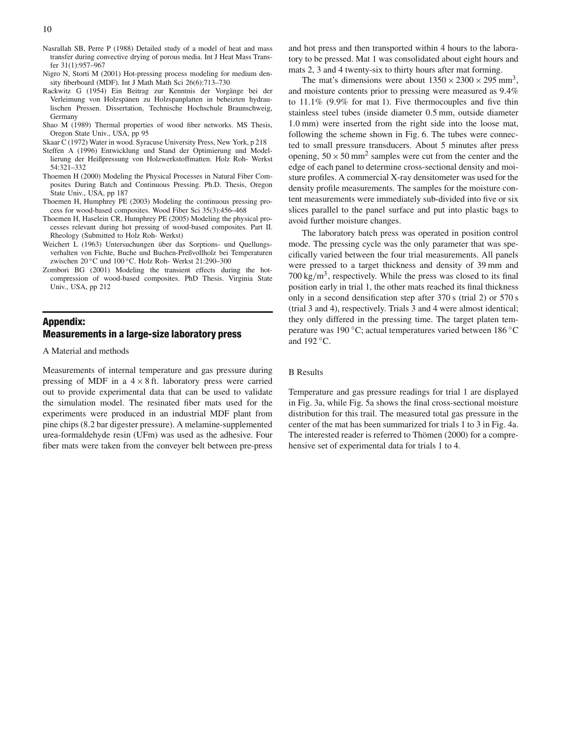Nasrallah SB, Perre P (1988) Detailed study of a model of heat and mass transfer during convective drying of porous media. Int J Heat Mass Transfer 31(1):957–967

Nigro N, Storti M (2001) Hot-pressing process modeling for medium density fiberboard (MDF). Int J Math Math Sci 26(6):713–730

Rackwitz G (1954) Ein Beitrag zur Kenntnis der Vorgänge bei der Verleimung von Holzspänen zu Holzspanplatten in beheizten hydraulischen Pressen. Dissertation, Technische Hochschule Braunschweig, Germany

Shao M (1989) Thermal properties of wood fiber networks. MS Thesis, Oregon State Univ., USA, pp 95

Skaar C (1972) Water in wood. Syracuse University Press, New York, p 218

Steffen A (1996) Entwicklung und Stand der Optimierung und Modellierung der Heißpressung von Holzwerkstoffmatten. Holz Roh- Werkst 54:321–332

Thoemen H (2000) Modeling the Physical Processes in Natural Fiber Composites During Batch and Continuous Pressing. Ph.D. Thesis, Oregon State Univ., USA, pp 187

Thoemen H, Humphrey PE (2003) Modeling the continuous pressing process for wood-based composites. Wood Fiber Sci 35(3):456–468

Thoemen H, Haselein CR, Humphrey PE (2005) Modeling the physical processes relevant during hot pressing of wood-based composites. Part II. Rheology (Submitted to Holz Roh- Werkst)

Weichert L (1963) Untersuchungen über das Sorptions- und Quellungsverhalten von Fichte, Buche und Buchen-Preßvollholz bei Temperaturen zwischen 20 °C und 100 °C. Holz Roh- Werkst 21:290–300

Zombori BG (2001) Modeling the transient effects during the hot-compression of wood-based composites. PhD Thesis. Virginia State Univ., USA, pp 212

## Appendix: Measurements in a large-size laboratory press

A Material and methods

Measurements of internal temperature and gas pressure during pressing of MDF in a $4 \times 8$ ft. laboratory press were carried out to provide experimental data that can be used to validate the simulation model. The resinated fiber mats used for the experiments were produced in an industrial MDF plant from pine chips (8.2 bar digester pressure). A melamine-supplemented urea-formaldehyde resin (UFm) was used as the adhesive. Four fiber mats were taken from the conveyer belt between pre-press and hot press and then transported within 4 hours to the laboratory to be pressed. Mat 1 was consolidated about eight hours and mats 2, 3 and 4 twenty-six to thirty hours after mat forming.

The mat's dimensions were about $1350 \times 2300 \times 295\,\text{mm}^3$, and moisture contents prior to pressing were measured as 9.4% to 11.1% (9.9% for mat 1). Five thermocouples and five thin stainless steel tubes (inside diameter 0.5 mm, outside diameter 1.0 mm) were inserted from the right side into the loose mat, following the scheme shown in Fig. 6. The tubes were connected to small pressure transducers. About 5 minutes after press opening, $50 \times 50\,\text{mm}^2$ samples were cut from the center and the edge of each panel to determine cross-sectional density and moisture profiles. A commercial X-ray densitometer was used for the density profile measurements. The samples for the moisture content measurements were immediately sub-divided into five or six slices parallel to the panel surface and put into plastic bags to avoid further moisture changes.

The laboratory batch press was operated in position control mode. The pressing cycle was the only parameter that was specifically varied between the four trial measurements. All panels were pressed to a target thickness and density of 39 mm and $700\,\text{kg/m}^3$, respectively. While the press was closed to its final position early in trial 1, the other mats reached its final thickness only in a second densification step after 370 s (trial 2) or 570 s (trial 3 and 4), respectively. Trials 3 and 4 were almost identical; they only differed in the pressing time. The target platen temperature was 190 °C; actual temperatures varied between 186 °C and 192 °C.

B Results

Temperature and gas pressure readings for trial 1 are displayed in Fig. 3a, while Fig. 5a shows the final cross-sectional moisture distribution for this trail. The measured total gas pressure in the center of the mat has been summarized for trials 1 to 3 in Fig. 4a. The interested reader is referred to Thömen (2000) for a comprehensive set of experimental data for trials 1 to 4.